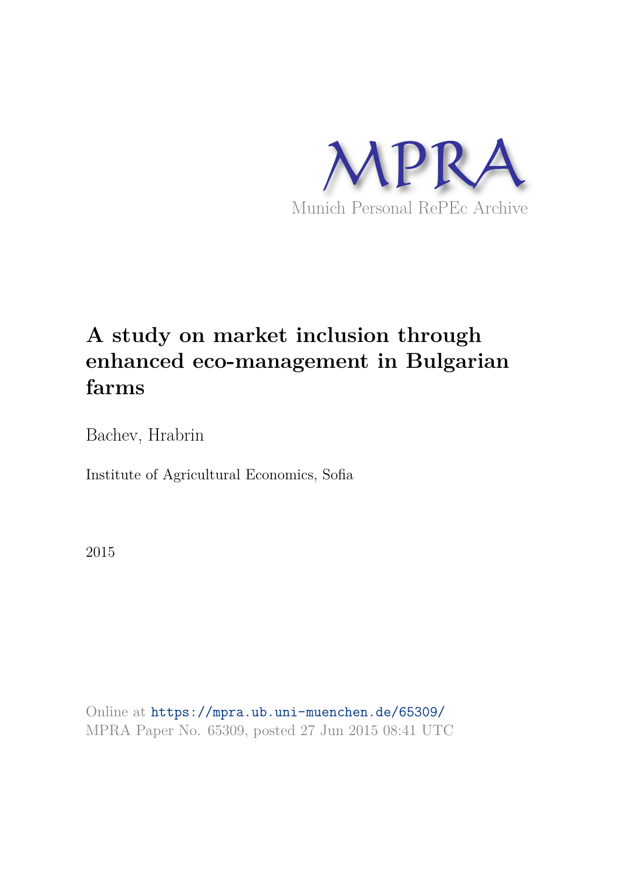MPRA

Munich Personal RePEc Archive

# A study on market inclusion through enhanced eco-management in Bulgarian farms

Bachev, Hrabrin

Institute of Agricultural Economics, Sofia

2015

Online at https://mpra.ub.uni-muenchen.de/65309/
MPRA Paper No. 65309, posted 27 Jun 2015 08:41 UTC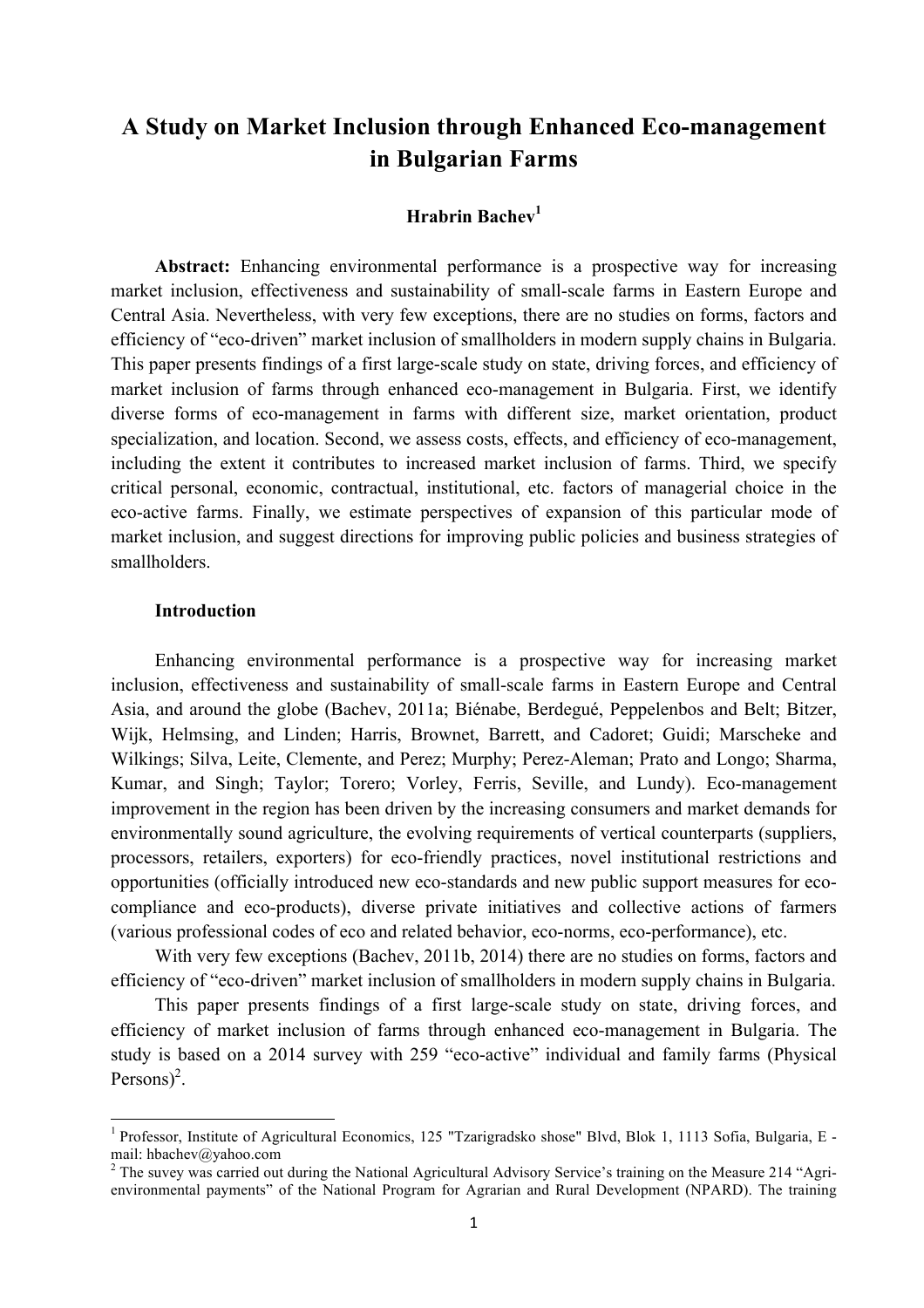# A Study on Market Inclusion through Enhanced Eco-management in Bulgarian Farms

**Hrabrin Bachev**[1]

**Abstract:** Enhancing environmental performance is a prospective way for increasing market inclusion, effectiveness and sustainability of small-scale farms in Eastern Europe and Central Asia. Nevertheless, with very few exceptions, there are no studies on forms, factors and efficiency of "eco-driven" market inclusion of smallholders in modern supply chains in Bulgaria. This paper presents findings of a first large-scale study on state, driving forces, and efficiency of market inclusion of farms through enhanced eco-management in Bulgaria. First, we identify diverse forms of eco-management in farms with different size, market orientation, product specialization, and location. Second, we assess costs, effects, and efficiency of eco-management, including the extent it contributes to increased market inclusion of farms. Third, we specify critical personal, economic, contractual, institutional, etc. factors of managerial choice in the eco-active farms. Finally, we estimate perspectives of expansion of this particular mode of market inclusion, and suggest directions for improving public policies and business strategies of smallholders.

## Introduction

Enhancing environmental performance is a prospective way for increasing market inclusion, effectiveness and sustainability of small-scale farms in Eastern Europe and Central Asia, and around the globe (Bachev, 2011a; Biénabe, Berdegué, Peppelenbos and Belt; Bitzer, Wijk, Helmsing, and Linden; Harris, Brownet, Barrett, and Cadoret; Guidi; Marscheke and Wilkings; Silva, Leite, Clemente, and Perez; Murphy; Perez-Aleman; Prato and Longo; Sharma, Kumar, and Singh; Taylor; Torero; Vorley, Ferris, Seville, and Lundy). Eco-management improvement in the region has been driven by the increasing consumers and market demands for environmentally sound agriculture, the evolving requirements of vertical counterparts (suppliers, processors, retailers, exporters) for eco-friendly practices, novel institutional restrictions and opportunities (officially introduced new eco-standards and new public support measures for eco-compliance and eco-products), diverse private initiatives and collective actions of farmers (various professional codes of eco and related behavior, eco-norms, eco-performance), etc.

With very few exceptions (Bachev, 2011b, 2014) there are no studies on forms, factors and efficiency of "eco-driven" market inclusion of smallholders in modern supply chains in Bulgaria.

This paper presents findings of a first large-scale study on state, driving forces, and efficiency of market inclusion of farms through enhanced eco-management in Bulgaria. The study is based on a 2014 survey with 259 "eco-active" individual and family farms (Physical Persons)[2].

---

[1] Professor, Institute of Agricultural Economics, 125 "Tzarigradsko shose" Blvd, Blok 1, 1113 Sofia, Bulgaria, E-mail: hbachev@yahoo.com

[2] The suvey was carried out during the National Agricultural Advisory Service's training on the Measure 214 "Agri-environmental payments" of the National Program for Agrarian and Rural Development (NPARD). The training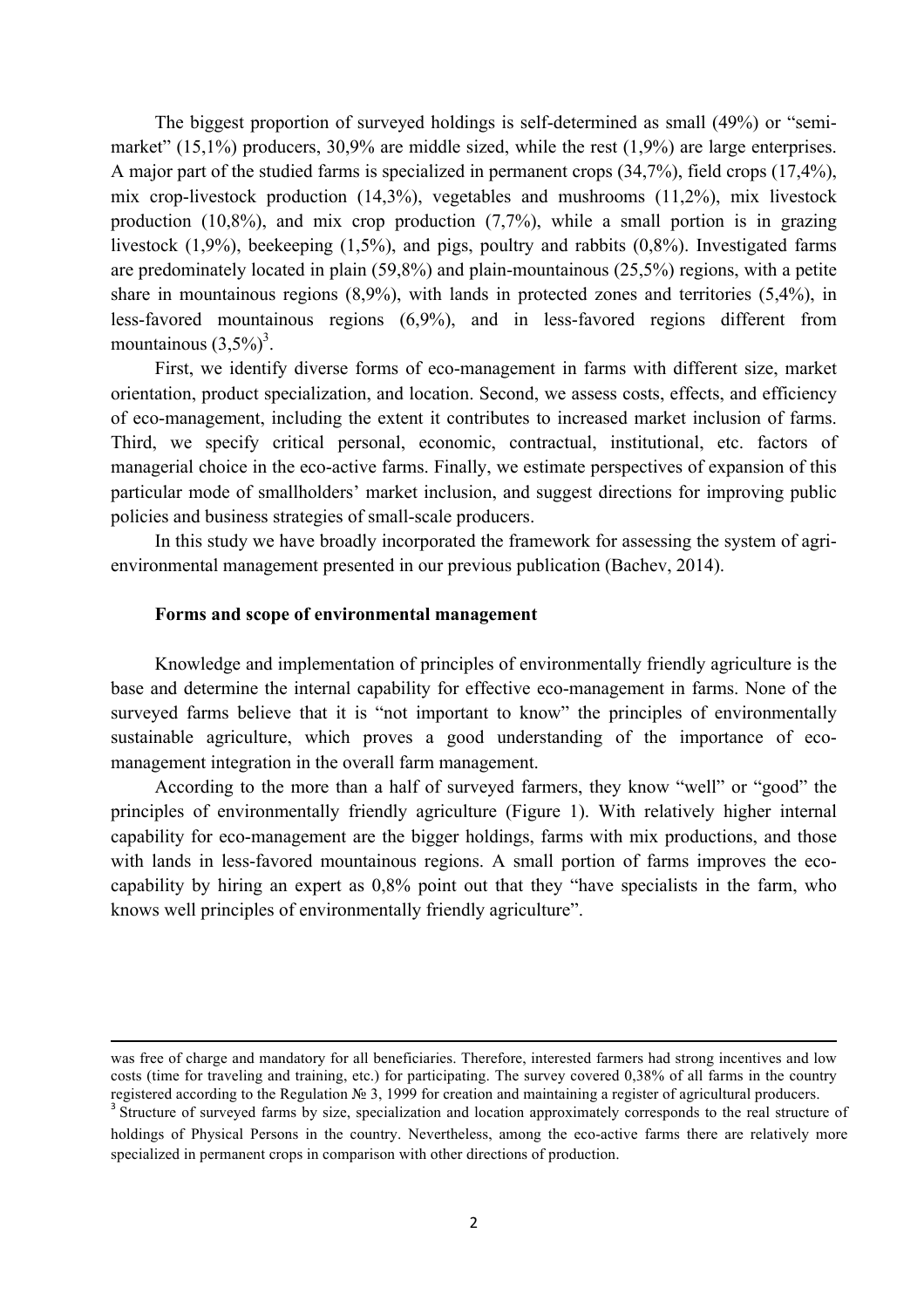The biggest proportion of surveyed holdings is self-determined as small (49%) or "semi-market" (15,1%) producers, 30,9% are middle sized, while the rest (1,9%) are large enterprises. A major part of the studied farms is specialized in permanent crops (34,7%), field crops (17,4%), mix crop-livestock production (14,3%), vegetables and mushrooms (11,2%), mix livestock production (10,8%), and mix crop production (7,7%), while a small portion is in grazing livestock (1,9%), beekeeping (1,5%), and pigs, poultry and rabbits (0,8%). Investigated farms are predominately located in plain (59,8%) and plain-mountainous (25,5%) regions, with a petite share in mountainous regions (8,9%), with lands in protected zones and territories (5,4%), in less-favored mountainous regions (6,9%), and in less-favored regions different from mountainous (3,5%)[3].

First, we identify diverse forms of eco-management in farms with different size, market orientation, product specialization, and location. Second, we assess costs, effects, and efficiency of eco-management, including the extent it contributes to increased market inclusion of farms. Third, we specify critical personal, economic, contractual, institutional, etc. factors of managerial choice in the eco-active farms. Finally, we estimate perspectives of expansion of this particular mode of smallholders' market inclusion, and suggest directions for improving public policies and business strategies of small-scale producers.

In this study we have broadly incorporated the framework for assessing the system of agri-environmental management presented in our previous publication (Bachev, 2014).

### Forms and scope of environmental management

Knowledge and implementation of principles of environmentally friendly agriculture is the base and determine the internal capability for effective eco-management in farms. None of the surveyed farms believe that it is "not important to know" the principles of environmentally sustainable agriculture, which proves a good understanding of the importance of eco-management integration in the overall farm management.

According to the more than a half of surveyed farmers, they know "well" or "good" the principles of environmentally friendly agriculture (Figure 1). With relatively higher internal capability for eco-management are the bigger holdings, farms with mix productions, and those with lands in less-favored mountainous regions. A small portion of farms improves the eco-capability by hiring an expert as 0,8% point out that they "have specialists in the farm, who knows well principles of environmentally friendly agriculture".

---

was free of charge and mandatory for all beneficiaries. Therefore, interested farmers had strong incentives and low costs (time for traveling and training, etc.) for participating. The survey covered 0,38% of all farms in the country registered according to the Regulation № 3, 1999 for creation and maintaining a register of agricultural producers.

[3] Structure of surveyed farms by size, specialization and location approximately corresponds to the real structure of holdings of Physical Persons in the country. Nevertheless, among the eco-active farms there are relatively more specialized in permanent crops in comparison with other directions of production.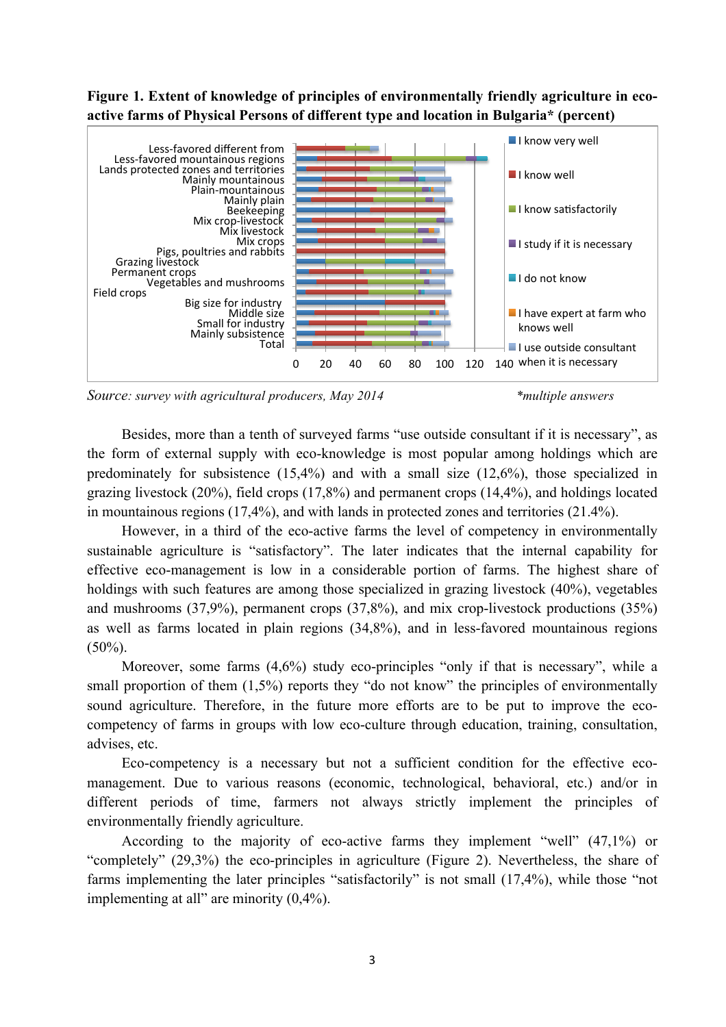**Figure 1. Extent of knowledge of principles of environmentally friendly agriculture in eco-active farms of Physical Persons of different type and location in Bulgaria* (percent)**

*Source: survey with agricultural producers, May 2014* *\*multiple answers*

Besides, more than a tenth of surveyed farms "use outside consultant if it is necessary", as the form of external supply with eco-knowledge is most popular among holdings which are predominately for subsistence (15,4%) and with a small size (12,6%), those specialized in grazing livestock (20%), field crops (17,8%) and permanent crops (14,4%), and holdings located in mountainous regions (17,4%), and with lands in protected zones and territories (21.4%).

However, in a third of the eco-active farms the level of competency in environmentally sustainable agriculture is "satisfactory". The later indicates that the internal capability for effective eco-management is low in a considerable portion of farms. The highest share of holdings with such features are among those specialized in grazing livestock (40%), vegetables and mushrooms (37,9%), permanent crops (37,8%), and mix crop-livestock productions (35%) as well as farms located in plain regions (34,8%), and in less-favored mountainous regions (50%).

Moreover, some farms (4,6%) study eco-principles "only if that is necessary", while a small proportion of them (1,5%) reports they "do not know" the principles of environmentally sound agriculture. Therefore, in the future more efforts are to be put to improve the eco-competency of farms in groups with low eco-culture through education, training, consultation, advises, etc.

Eco-competency is a necessary but not a sufficient condition for the effective eco-management. Due to various reasons (economic, technological, behavioral, etc.) and/or in different periods of time, farmers not always strictly implement the principles of environmentally friendly agriculture.

According to the majority of eco-active farms they implement "well" (47,1%) or "completely" (29,3%) the eco-principles in agriculture (Figure 2). Nevertheless, the share of farms implementing the later principles "satisfactorily" is not small (17,4%), while those "not implementing at all" are minority (0,4%).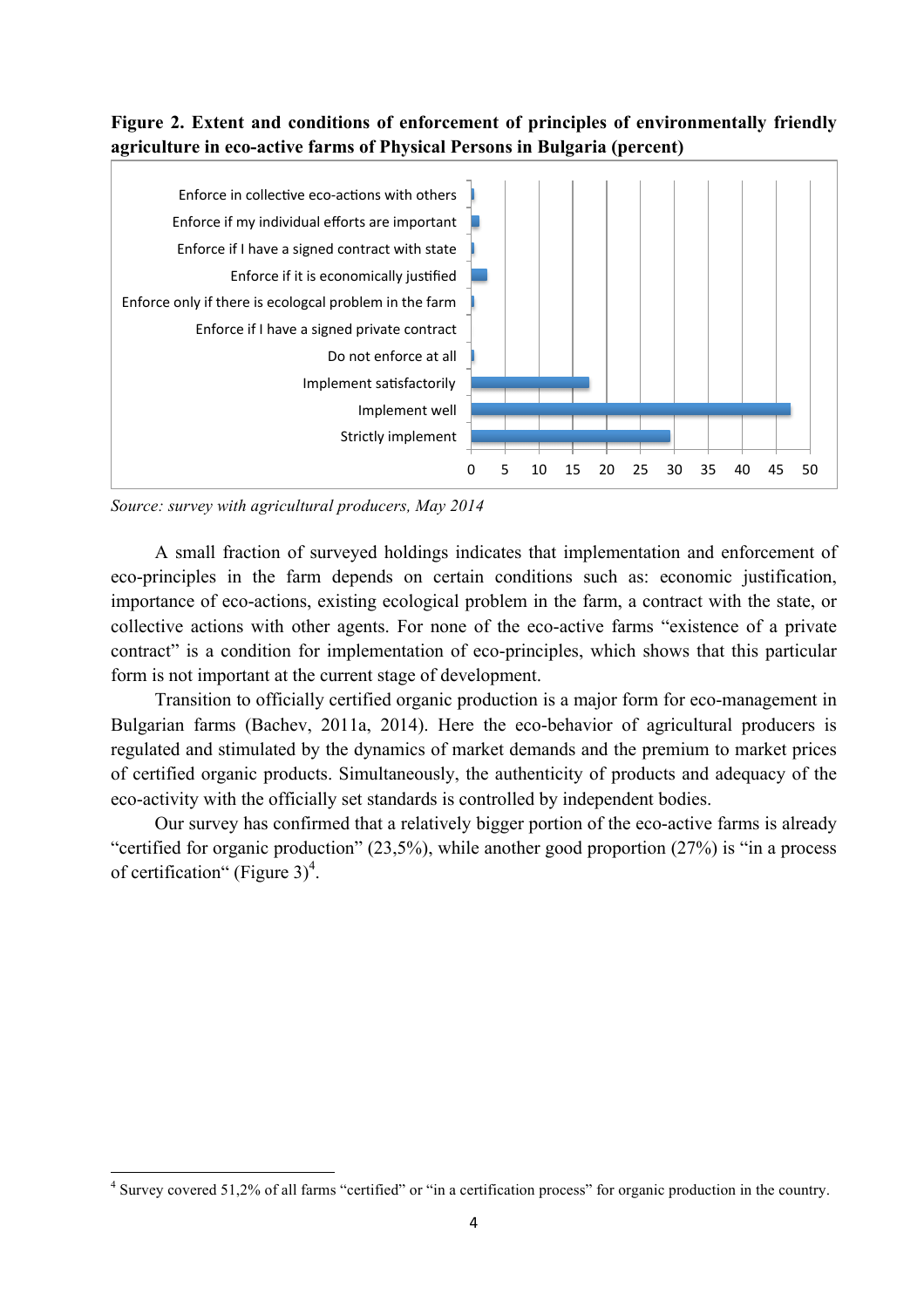**Figure 2. Extent and conditions of enforcement of principles of environmentally friendly agriculture in eco-active farms of Physical Persons in Bulgaria (percent)**

*Source: survey with agricultural producers, May 2014*

A small fraction of surveyed holdings indicates that implementation and enforcement of eco-principles in the farm depends on certain conditions such as: economic justification, importance of eco-actions, existing ecological problem in the farm, a contract with the state, or collective actions with other agents. For none of the eco-active farms "existence of a private contract" is a condition for implementation of eco-principles, which shows that this particular form is not important at the current stage of development.

Transition to officially certified organic production is a major form for eco-management in Bulgarian farms (Bachev, 2011a, 2014). Here the eco-behavior of agricultural producers is regulated and stimulated by the dynamics of market demands and the premium to market prices of certified organic products. Simultaneously, the authenticity of products and adequacy of the eco-activity with the officially set standards is controlled by independent bodies.

Our survey has confirmed that a relatively bigger portion of the eco-active farms is already "certified for organic production" (23,5%), while another good proportion (27%) is "in a process of certification" (Figure 3)[4].

[4] Survey covered 51,2% of all farms "certified" or "in a certification process" for organic production in the country.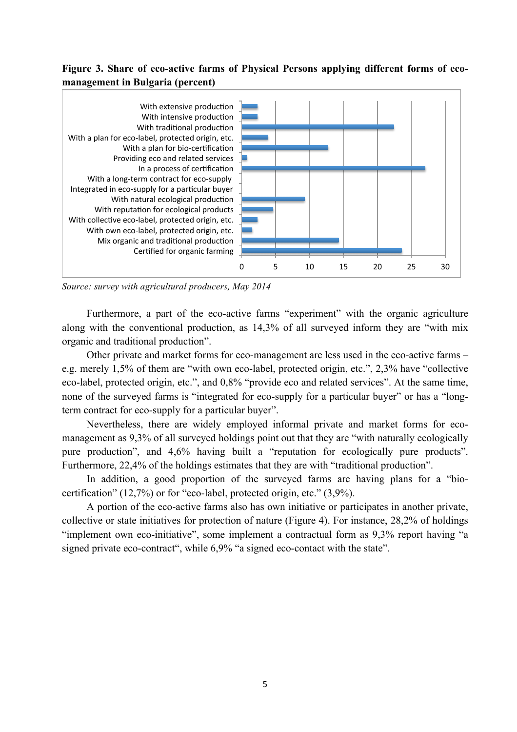**Figure 3. Share of eco-active farms of Physical Persons applying different forms of eco-management in Bulgaria (percent)**

| Form of eco-management | Percent |
|---|---|
| With extensive production | |
| With intensive production | |
| With traditional production | |
| With a plan for eco-label, protected origin, etc. | |
| With a plan for bio-certification | |
| Providing eco and related services | |
| In a process of certification | |
| With a long-term contract for eco-supply | |
| Integrated in eco-supply for a particular buyer | |
| With natural ecological production | |
| With reputation for ecological products | |
| With collective eco-label, protected origin, etc. | |
| With own eco-label, protected origin, etc. | |
| Mix organic and traditional production | |
| Certified for organic farming | |

*Source: survey with agricultural producers, May 2014*

Furthermore, a part of the eco-active farms "experiment" with the organic agriculture along with the conventional production, as 14,3% of all surveyed inform they are "with mix organic and traditional production".

Other private and market forms for eco-management are less used in the eco-active farms – e.g. merely 1,5% of them are "with own eco-label, protected origin, etc.", 2,3% have "collective eco-label, protected origin, etc.", and 0,8% "provide eco and related services". At the same time, none of the surveyed farms is "integrated for eco-supply for a particular buyer" or has a "long-term contract for eco-supply for a particular buyer".

Nevertheless, there are widely employed informal private and market forms for eco-management as 9,3% of all surveyed holdings point out that they are "with naturally ecologically pure production", and 4,6% having built a "reputation for ecologically pure products". Furthermore, 22,4% of the holdings estimates that they are with "traditional production".

In addition, a good proportion of the surveyed farms are having plans for a "bio-certification" (12,7%) or for "eco-label, protected origin, etc." (3,9%).

A portion of the eco-active farms also has own initiative or participates in another private, collective or state initiatives for protection of nature (Figure 4). For instance, 28,2% of holdings "implement own eco-initiative", some implement a contractual form as 9,3% report having "a signed private eco-contract", while 6,9% "a signed eco-contact with the state".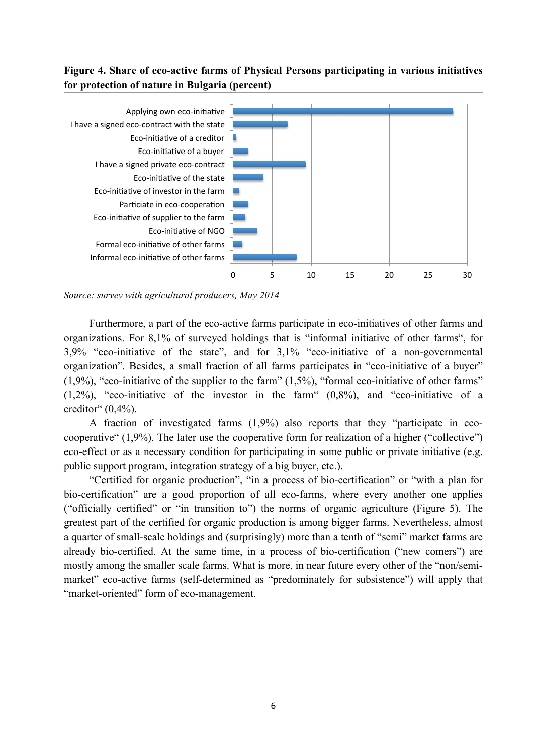**Figure 4. Share of eco-active farms of Physical Persons participating in various initiatives for protection of nature in Bulgaria (percent)**

*Source: survey with agricultural producers, May 2014*

Furthermore, a part of the eco-active farms participate in eco-initiatives of other farms and organizations. For 8,1% of surveyed holdings that is "informal initiative of other farms", for 3,9% "eco-initiative of the state", and for 3,1% "eco-initiative of a non-governmental organization". Besides, a small fraction of all farms participates in "eco-initiative of a buyer" (1,9%), "eco-initiative of the supplier to the farm" (1,5%), "formal eco-initiative of other farms" (1,2%), "eco-initiative of the investor in the farm" (0,8%), and "eco-initiative of a creditor" (0,4%).

A fraction of investigated farms (1,9%) also reports that they "participate in eco-cooperative" (1,9%). The later use the cooperative form for realization of a higher ("collective") eco-effect or as a necessary condition for participating in some public or private initiative (e.g. public support program, integration strategy of a big buyer, etc.).

"Certified for organic production", "in a process of bio-certification" or "with a plan for bio-certification" are a good proportion of all eco-farms, where every another one applies ("officially certified" or "in transition to") the norms of organic agriculture (Figure 5). The greatest part of the certified for organic production is among bigger farms. Nevertheless, almost a quarter of small-scale holdings and (surprisingly) more than a tenth of "semi" market farms are already bio-certified. At the same time, in a process of bio-certification ("new comers") are mostly among the smaller scale farms. What is more, in near future every other of the "non/semi-market" eco-active farms (self-determined as "predominately for subsistence") will apply that "market-oriented" form of eco-management.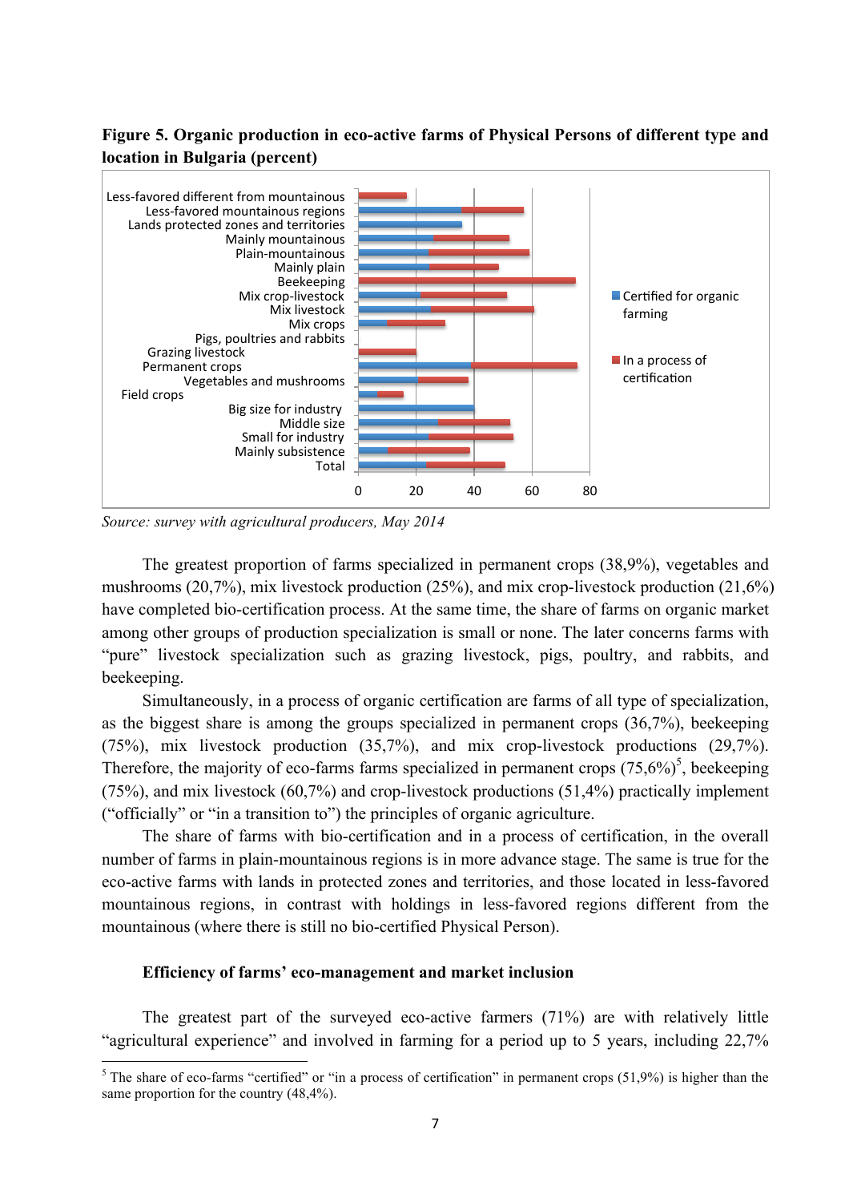**Figure 5. Organic production in eco-active farms of Physical Persons of different type and location in Bulgaria (percent)**

*Source: survey with agricultural producers, May 2014*

The greatest proportion of farms specialized in permanent crops (38,9%), vegetables and mushrooms (20,7%), mix livestock production (25%), and mix crop-livestock production (21,6%) have completed bio-certification process. At the same time, the share of farms on organic market among other groups of production specialization is small or none. The later concerns farms with "pure" livestock specialization such as grazing livestock, pigs, poultry, and rabbits, and beekeeping.

Simultaneously, in a process of organic certification are farms of all type of specialization, as the biggest share is among the groups specialized in permanent crops (36,7%), beekeeping (75%), mix livestock production (35,7%), and mix crop-livestock productions (29,7%). Therefore, the majority of eco-farms farms specialized in permanent crops (75,6%)[5], beekeeping (75%), and mix livestock (60,7%) and crop-livestock productions (51,4%) practically implement ("officially" or "in a transition to") the principles of organic agriculture.

The share of farms with bio-certification and in a process of certification, in the overall number of farms in plain-mountainous regions is in more advance stage. The same is true for the eco-active farms with lands in protected zones and territories, and those located in less-favored mountainous regions, in contrast with holdings in less-favored regions different from the mountainous (where there is still no bio-certified Physical Person).

**Efficiency of farms' eco-management and market inclusion**

The greatest part of the surveyed eco-active farmers (71%) are with relatively little "agricultural experience" and involved in farming for a period up to 5 years, including 22,7%

[5] The share of eco-farms "certified" or "in a process of certification" in permanent crops (51,9%) is higher than the same proportion for the country (48,4%).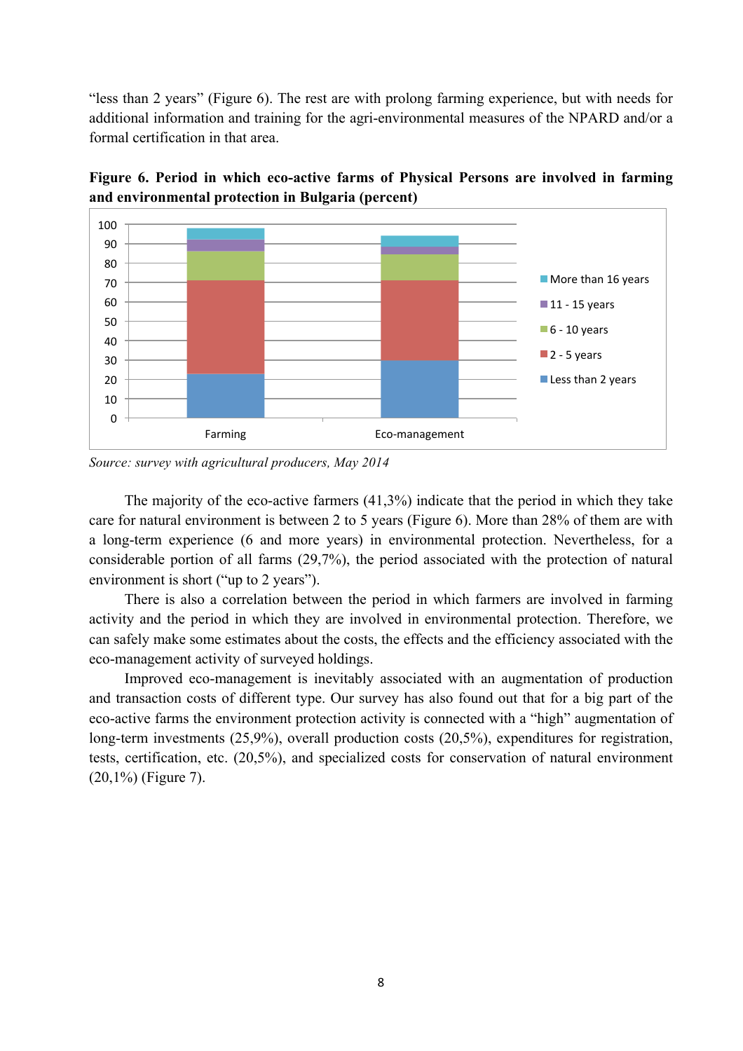"less than 2 years" (Figure 6). The rest are with prolong farming experience, but with needs for additional information and training for the agri-environmental measures of the NPARD and/or a formal certification in that area.

**Figure 6. Period in which eco-active farms of Physical Persons are involved in farming and environmental protection in Bulgaria (percent)**

*Source: survey with agricultural producers, May 2014*

The majority of the eco-active farmers (41,3%) indicate that the period in which they take care for natural environment is between 2 to 5 years (Figure 6). More than 28% of them are with a long-term experience (6 and more years) in environmental protection. Nevertheless, for a considerable portion of all farms (29,7%), the period associated with the protection of natural environment is short ("up to 2 years").

There is also a correlation between the period in which farmers are involved in farming activity and the period in which they are involved in environmental protection. Therefore, we can safely make some estimates about the costs, the effects and the efficiency associated with the eco-management activity of surveyed holdings.

Improved eco-management is inevitably associated with an augmentation of production and transaction costs of different type. Our survey has also found out that for a big part of the eco-active farms the environment protection activity is connected with a "high" augmentation of long-term investments (25,9%), overall production costs (20,5%), expenditures for registration, tests, certification, etc. (20,5%), and specialized costs for conservation of natural environment (20,1%) (Figure 7).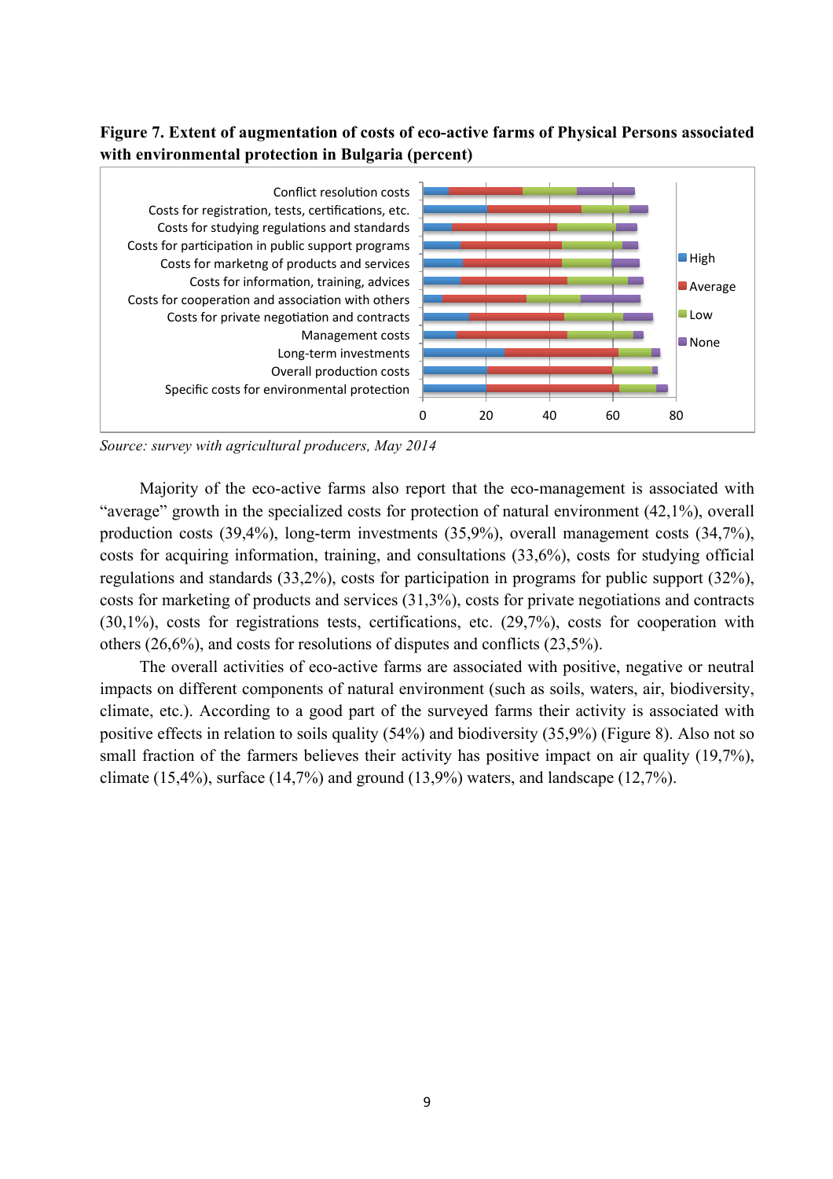**Figure 7. Extent of augmentation of costs of eco-active farms of Physical Persons associated with environmental protection in Bulgaria (percent)**

*Source: survey with agricultural producers, May 2014*

Majority of the eco-active farms also report that the eco-management is associated with "average" growth in the specialized costs for protection of natural environment (42,1%), overall production costs (39,4%), long-term investments (35,9%), overall management costs (34,7%), costs for acquiring information, training, and consultations (33,6%), costs for studying official regulations and standards (33,2%), costs for participation in programs for public support (32%), costs for marketing of products and services (31,3%), costs for private negotiations and contracts (30,1%), costs for registrations tests, certifications, etc. (29,7%), costs for cooperation with others (26,6%), and costs for resolutions of disputes and conflicts (23,5%).

The overall activities of eco-active farms are associated with positive, negative or neutral impacts on different components of natural environment (such as soils, waters, air, biodiversity, climate, etc.). According to a good part of the surveyed farms their activity is associated with positive effects in relation to soils quality (54%) and biodiversity (35,9%) (Figure 8). Also not so small fraction of the farmers believes their activity has positive impact on air quality (19,7%), climate (15,4%), surface (14,7%) and ground (13,9%) waters, and landscape (12,7%).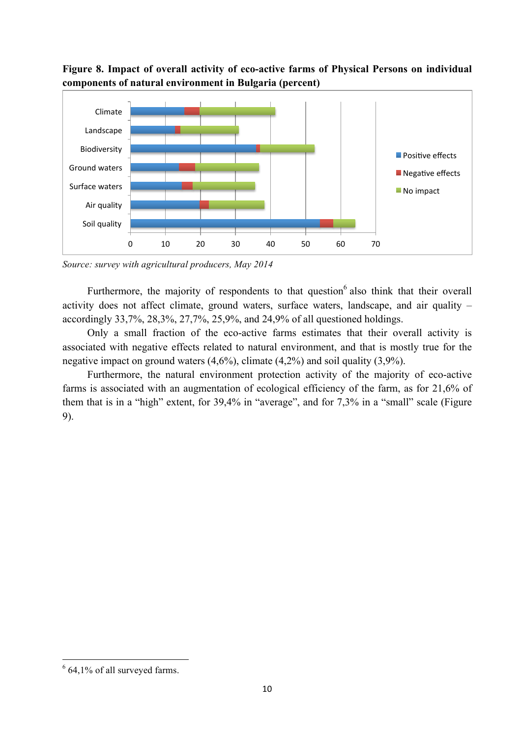**Figure 8. Impact of overall activity of eco-active farms of Physical Persons on individual components of natural environment in Bulgaria (percent)**

*Source: survey with agricultural producers, May 2014*

Furthermore, the majority of respondents to that question[6] also think that their overall activity does not affect climate, ground waters, surface waters, landscape, and air quality – accordingly 33,7%, 28,3%, 27,7%, 25,9%, and 24,9% of all questioned holdings.

Only a small fraction of the eco-active farms estimates that their overall activity is associated with negative effects related to natural environment, and that is mostly true for the negative impact on ground waters (4,6%), climate (4,2%) and soil quality (3,9%).

Furthermore, the natural environment protection activity of the majority of eco-active farms is associated with an augmentation of ecological efficiency of the farm, as for 21,6% of them that is in a "high" extent, for 39,4% in "average", and for 7,3% in a "small" scale (Figure 9).

---

[6] 64,1% of all surveyed farms.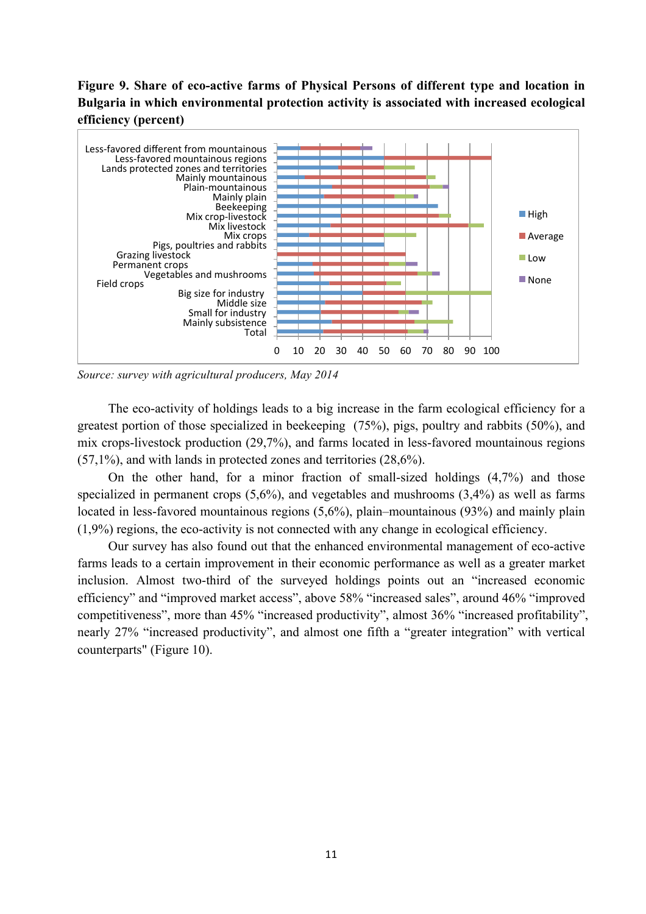**Figure 9. Share of eco-active farms of Physical Persons of different type and location in Bulgaria in which environmental protection activity is associated with increased ecological efficiency (percent)**

*Source: survey with agricultural producers, May 2014*

The eco-activity of holdings leads to a big increase in the farm ecological efficiency for a greatest portion of those specialized in beekeeping (75%), pigs, poultry and rabbits (50%), and mix crops-livestock production (29,7%), and farms located in less-favored mountainous regions (57,1%), and with lands in protected zones and territories (28,6%).

On the other hand, for a minor fraction of small-sized holdings (4,7%) and those specialized in permanent crops (5,6%), and vegetables and mushrooms (3,4%) as well as farms located in less-favored mountainous regions (5,6%), plain–mountainous (93%) and mainly plain (1,9%) regions, the eco-activity is not connected with any change in ecological efficiency.

Our survey has also found out that the enhanced environmental management of eco-active farms leads to a certain improvement in their economic performance as well as a greater market inclusion. Almost two-third of the surveyed holdings points out an "increased economic efficiency" and "improved market access", above 58% "increased sales", around 46% "improved competitiveness", more than 45% "increased productivity", almost 36% "increased profitability", nearly 27% "increased productivity", and almost one fifth a "greater integration" with vertical counterparts" (Figure 10).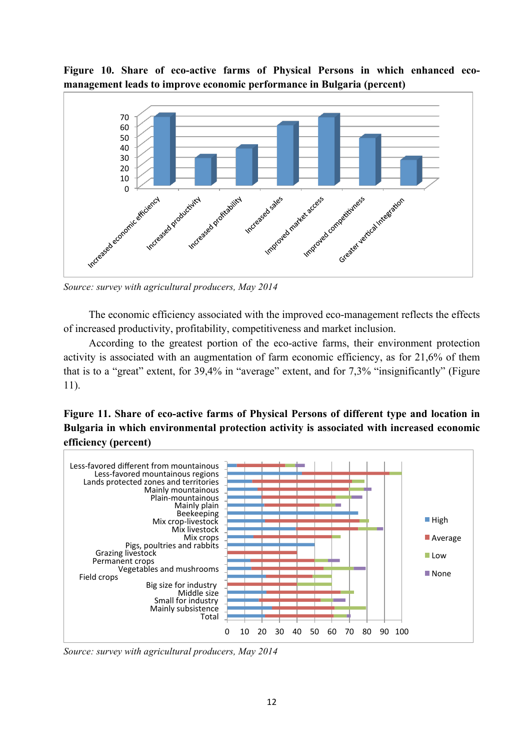**Figure 10. Share of eco-active farms of Physical Persons in which enhanced eco-management leads to improve economic performance in Bulgaria (percent)**

*Source: survey with agricultural producers, May 2014*

The economic efficiency associated with the improved eco-management reflects the effects of increased productivity, profitability, competitiveness and market inclusion.

According to the greatest portion of the eco-active farms, their environment protection activity is associated with an augmentation of farm economic efficiency, as for 21,6% of them that is to a "great" extent, for 39,4% in "average" extent, and for 7,3% "insignificantly" (Figure 11).

**Figure 11. Share of eco-active farms of Physical Persons of different type and location in Bulgaria in which environmental protection activity is associated with increased economic efficiency (percent)**

*Source: survey with agricultural producers, May 2014*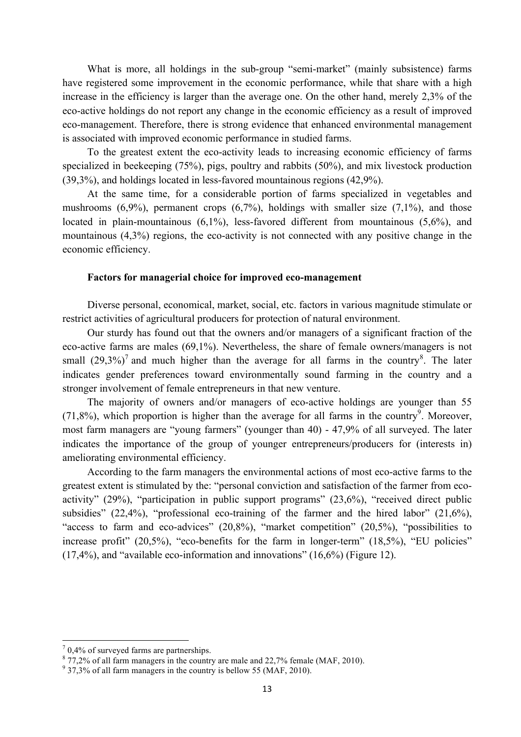What is more, all holdings in the sub-group "semi-market" (mainly subsistence) farms have registered some improvement in the economic performance, while that share with a high increase in the efficiency is larger than the average one. On the other hand, merely 2,3% of the eco-active holdings do not report any change in the economic efficiency as a result of improved eco-management. Therefore, there is strong evidence that enhanced environmental management is associated with improved economic performance in studied farms.

To the greatest extent the eco-activity leads to increasing economic efficiency of farms specialized in beekeeping (75%), pigs, poultry and rabbits (50%), and mix livestock production (39,3%), and holdings located in less-favored mountainous regions (42,9%).

At the same time, for a considerable portion of farms specialized in vegetables and mushrooms (6,9%), permanent crops (6,7%), holdings with smaller size (7,1%), and those located in plain-mountainous (6,1%), less-favored different from mountainous (5,6%), and mountainous (4,3%) regions, the eco-activity is not connected with any positive change in the economic efficiency.

#### Factors for managerial choice for improved eco-management

Diverse personal, economical, market, social, etc. factors in various magnitude stimulate or restrict activities of agricultural producers for protection of natural environment.

Our sturdy has found out that the owners and/or managers of a significant fraction of the eco-active farms are males (69,1%). Nevertheless, the share of female owners/managers is not small (29,3%)[7] and much higher than the average for all farms in the country[8]. The later indicates gender preferences toward environmentally sound farming in the country and a stronger involvement of female entrepreneurs in that new venture.

The majority of owners and/or managers of eco-active holdings are younger than 55 (71,8%), which proportion is higher than the average for all farms in the country[9]. Moreover, most farm managers are "young farmers" (younger than 40) - 47,9% of all surveyed. The later indicates the importance of the group of younger entrepreneurs/producers for (interests in) ameliorating environmental efficiency.

According to the farm managers the environmental actions of most eco-active farms to the greatest extent is stimulated by the: "personal conviction and satisfaction of the farmer from eco-activity" (29%), "participation in public support programs" (23,6%), "received direct public subsidies" (22,4%), "professional eco-training of the farmer and the hired labor" (21,6%), "access to farm and eco-advices" (20,8%), "market competition" (20,5%), "possibilities to increase profit" (20,5%), "eco-benefits for the farm in longer-term" (18,5%), "EU policies" (17,4%), and "available eco-information and innovations" (16,6%) (Figure 12).

---

[7] 0,4% of surveyed farms are partnerships.

[8] 77,2% of all farm managers in the country are male and 22,7% female (MAF, 2010).

[9] 37,3% of all farm managers in the country is bellow 55 (MAF, 2010).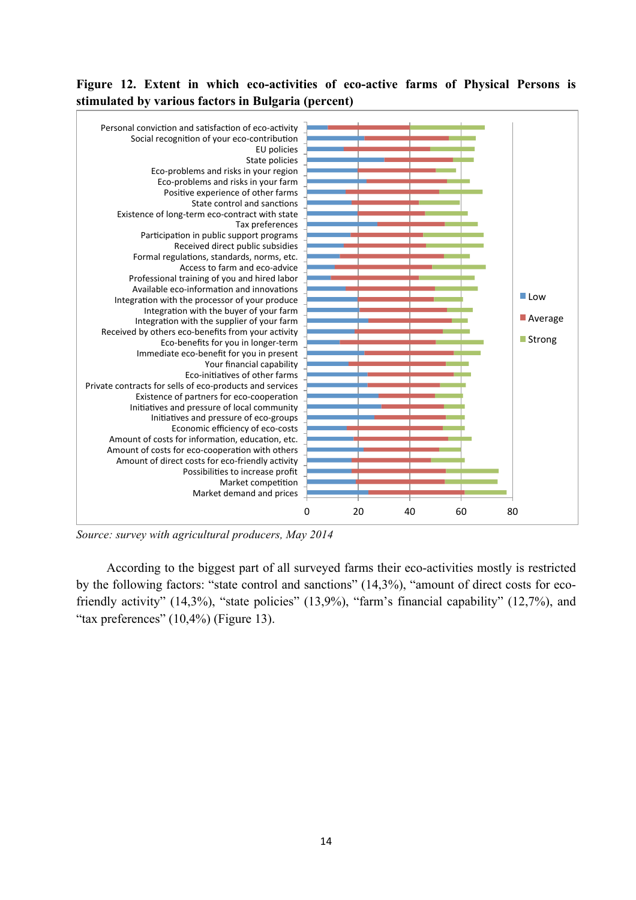**Figure 12. Extent in which eco-activities of eco-active farms of Physical Persons is stimulated by various factors in Bulgaria (percent)**

*Source: survey with agricultural producers, May 2014*

According to the biggest part of all surveyed farms their eco-activities mostly is restricted by the following factors: "state control and sanctions" (14,3%), "amount of direct costs for eco-friendly activity" (14,3%), "state policies" (13,9%), "farm's financial capability" (12,7%), and "tax preferences" (10,4%) (Figure 13).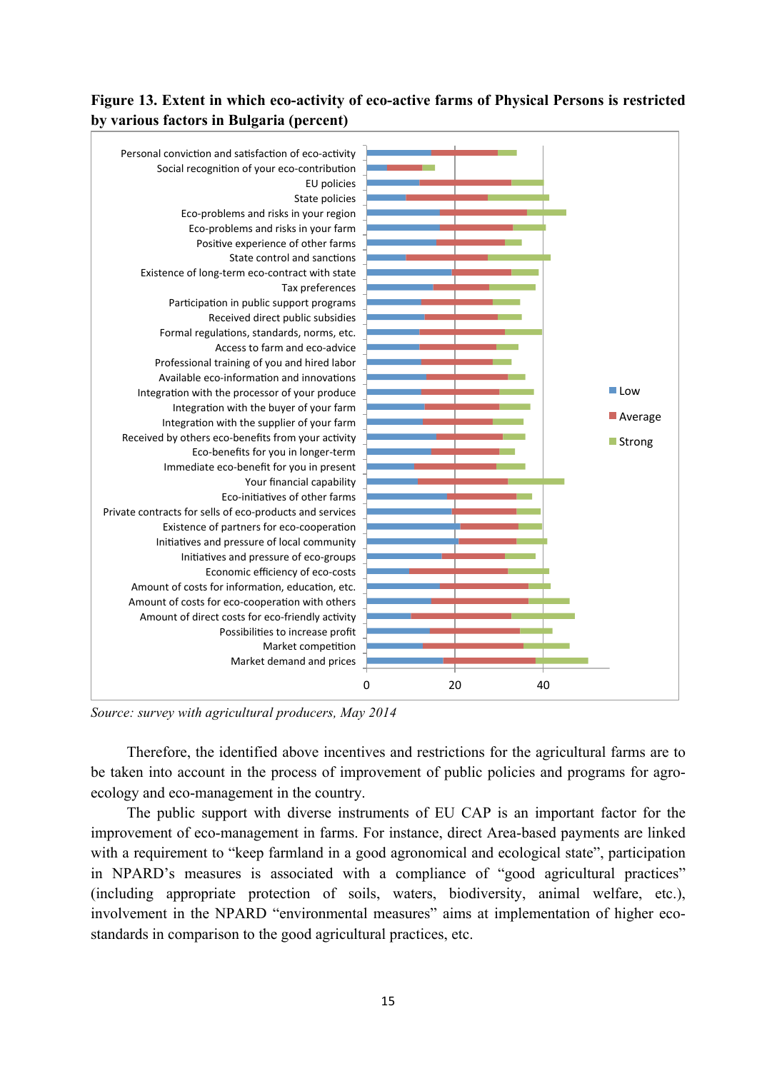**Figure 13. Extent in which eco-activity of eco-active farms of Physical Persons is restricted by various factors in Bulgaria (percent)**

*Source: survey with agricultural producers, May 2014*

Therefore, the identified above incentives and restrictions for the agricultural farms are to be taken into account in the process of improvement of public policies and programs for agro-ecology and eco-management in the country.

The public support with diverse instruments of EU CAP is an important factor for the improvement of eco-management in farms. For instance, direct Area-based payments are linked with a requirement to "keep farmland in a good agronomical and ecological state", participation in NPARD's measures is associated with a compliance of "good agricultural practices" (including appropriate protection of soils, waters, biodiversity, animal welfare, etc.), involvement in the NPARD "environmental measures" aims at implementation of higher eco-standards in comparison to the good agricultural practices, etc.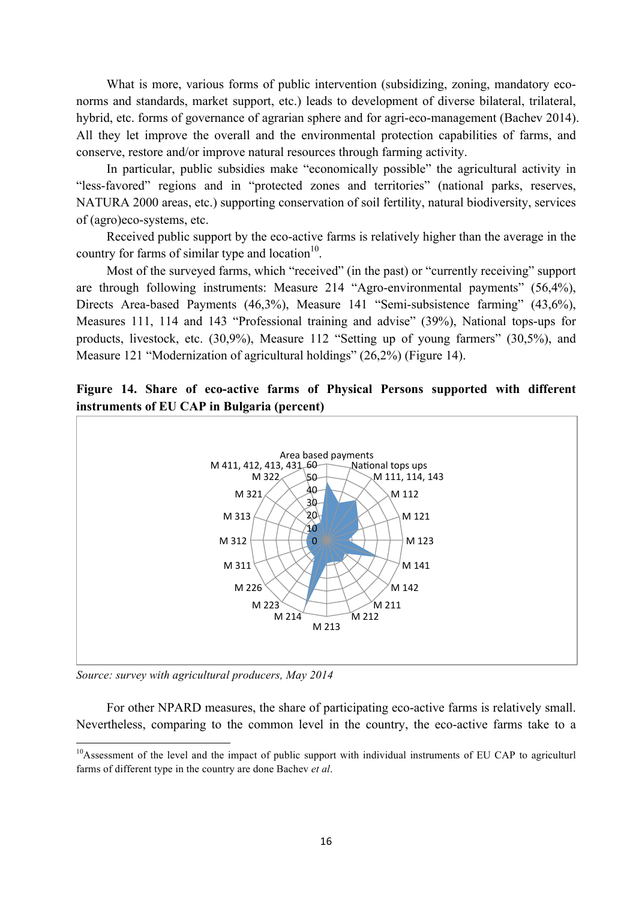What is more, various forms of public intervention (subsidizing, zoning, mandatory eco-norms and standards, market support, etc.) leads to development of diverse bilateral, trilateral, hybrid, etc. forms of governance of agrarian sphere and for agri-eco-management (Bachev 2014). All they let improve the overall and the environmental protection capabilities of farms, and conserve, restore and/or improve natural resources through farming activity.

In particular, public subsidies make "economically possible" the agricultural activity in "less-favored" regions and in "protected zones and territories" (national parks, reserves, NATURA 2000 areas, etc.) supporting conservation of soil fertility, natural biodiversity, services of (agro)eco-systems, etc.

Received public support by the eco-active farms is relatively higher than the average in the country for farms of similar type and location[10].

Most of the surveyed farms, which "received" (in the past) or "currently receiving" support are through following instruments: Measure 214 "Agro-environmental payments" (56,4%), Directs Area-based Payments (46,3%), Measure 141 "Semi-subsistence farming" (43,6%), Measures 111, 114 and 143 "Professional training and advise" (39%), National tops-ups for products, livestock, etc. (30,9%), Measure 112 "Setting up of young farmers" (30,5%), and Measure 121 "Modernization of agricultural holdings" (26,2%) (Figure 14).

**Figure 14. Share of eco-active farms of Physical Persons supported with different instruments of EU CAP in Bulgaria (percent)**

*Source: survey with agricultural producers, May 2014*

For other NPARD measures, the share of participating eco-active farms is relatively small. Nevertheless, comparing to the common level in the country, the eco-active farms take to a

---

[10] Assessment of the level and the impact of public support with individual instruments of EU CAP to agriculturl farms of different type in the country are done Bachev *et al*.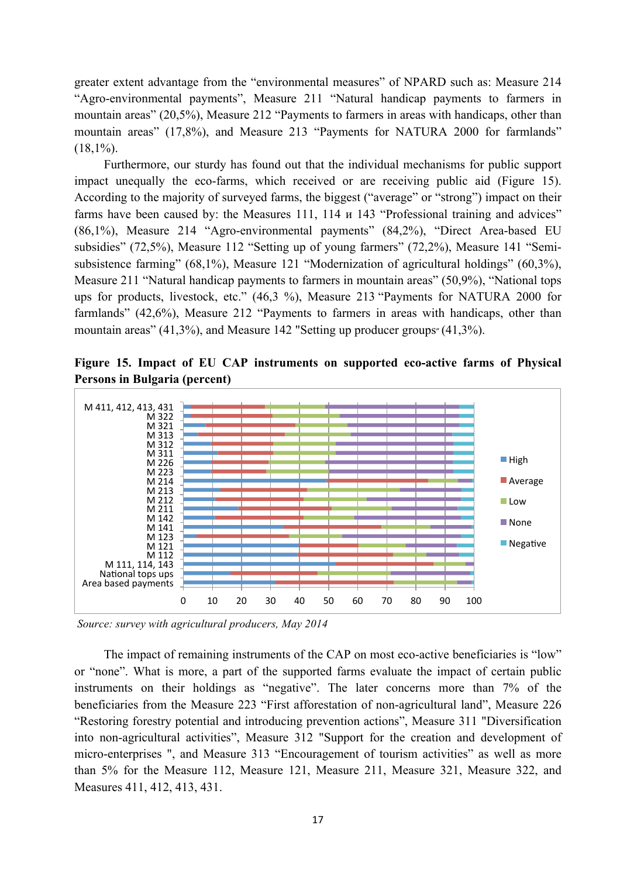greater extent advantage from the "environmental measures" of NPARD such as: Measure 214 "Agro-environmental payments", Measure 211 "Natural handicap payments to farmers in mountain areas" (20,5%), Measure 212 "Payments to farmers in areas with handicaps, other than mountain areas" (17,8%), and Measure 213 "Payments for NATURA 2000 for farmlands" (18,1%).

Furthermore, our sturdy has found out that the individual mechanisms for public support impact unequally the eco-farms, which received or are receiving public aid (Figure 15). According to the majority of surveyed farms, the biggest ("average" or "strong") impact on their farms have been caused by: the Measures 111, 114 и 143 "Professional training and advices" (86,1%), Measure 214 "Agro-environmental payments" (84,2%), "Direct Area-based EU subsidies" (72,5%), Measure 112 "Setting up of young farmers" (72,2%), Measure 141 "Semi-subsistence farming" (68,1%), Measure 121 "Modernization of agricultural holdings" (60,3%), Measure 211 "Natural handicap payments to farmers in mountain areas" (50,9%), "National tops ups for products, livestock, etc." (46,3 %), Measure 213 "Payments for NATURA 2000 for farmlands" (42,6%), Measure 212 "Payments to farmers in areas with handicaps, other than mountain areas" (41,3%), and Measure 142 "Setting up producer groups" (41,3%).

**Figure 15. Impact of EU CAP instruments on supported eco-active farms of Physical Persons in Bulgaria (percent)**

*Source: survey with agricultural producers, May 2014*

The impact of remaining instruments of the CAP on most eco-active beneficiaries is "low" or "none". What is more, a part of the supported farms evaluate the impact of certain public instruments on their holdings as "negative". The later concerns more than 7% of the beneficiaries from the Measure 223 "First afforestation of non-agricultural land", Measure 226 "Restoring forestry potential and introducing prevention actions", Measure 311 "Diversification into non-agricultural activities", Measure 312 "Support for the creation and development of micro-enterprises ", and Measure 313 "Encouragement of tourism activities" as well as more than 5% for the Measure 112, Measure 121, Measure 211, Measure 321, Measure 322, and Measures 411, 412, 413, 431.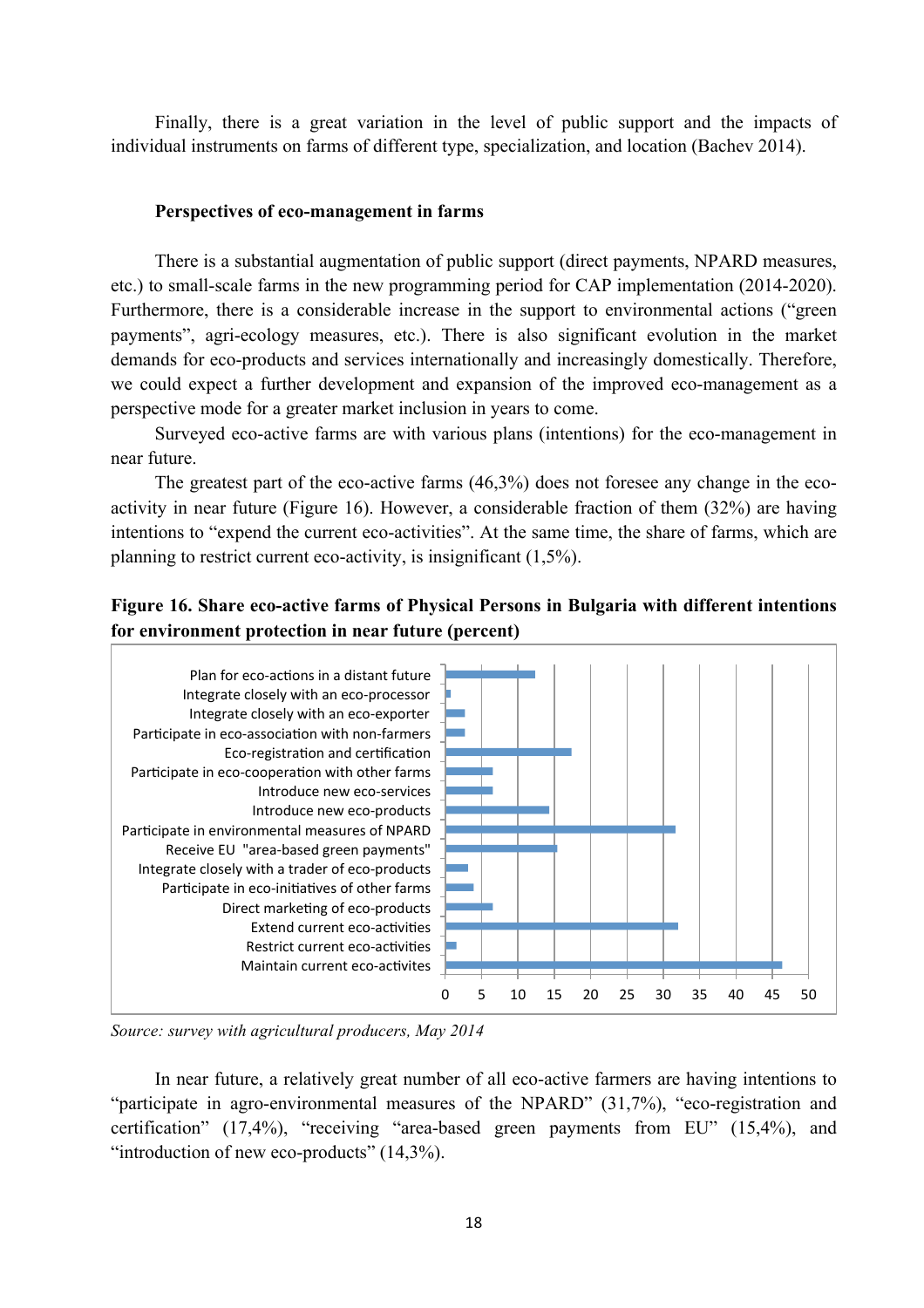Finally, there is a great variation in the level of public support and the impacts of individual instruments on farms of different type, specialization, and location (Bachev 2014).

### Perspectives of eco-management in farms

There is a substantial augmentation of public support (direct payments, NPARD measures, etc.) to small-scale farms in the new programming period for CAP implementation (2014-2020). Furthermore, there is a considerable increase in the support to environmental actions ("green payments", agri-ecology measures, etc.). There is also significant evolution in the market demands for eco-products and services internationally and increasingly domestically. Therefore, we could expect a further development and expansion of the improved eco-management as a perspective mode for a greater market inclusion in years to come.

Surveyed eco-active farms are with various plans (intentions) for the eco-management in near future.

The greatest part of the eco-active farms (46,3%) does not foresee any change in the eco-activity in near future (Figure 16). However, a considerable fraction of them (32%) are having intentions to "expend the current eco-activities". At the same time, the share of farms, which are planning to restrict current eco-activity, is insignificant (1,5%).

**Figure 16. Share eco-active farms of Physical Persons in Bulgaria with different intentions for environment protection in near future (percent)**

| Intention | Percent (approx.) |
|---|---|
| Plan for eco-actions in a distant future | 12.4 |
| Integrate closely with an eco-processor | 0.7 |
| Integrate closely with an eco-exporter | 2.7 |
| Participate in eco-association with non-farmers | 2.7 |
| Eco-registration and certification | 17.4 |
| Participate in eco-cooperation with other farms | 6.5 |
| Introduce new eco-services | 6.5 |
| Introduce new eco-products | 14.3 |
| Participate in environmental measures of NPARD | 31.7 |
| Receive EU "area-based green payments" | 15.4 |
| Integrate closely with a trader of eco-products | 3.1 |
| Participate in eco-initiatives of other farms | 3.9 |
| Direct marketing of eco-products | 6.5 |
| Extend current eco-activities | 32 |
| Restrict current eco-activities | 1.5 |
| Maintain current eco-activites | 46.3 |

*Source: survey with agricultural producers, May 2014*

In near future, a relatively great number of all eco-active farmers are having intentions to "participate in agro-environmental measures of the NPARD" (31,7%), "eco-registration and certification" (17,4%), "receiving "area-based green payments from EU" (15,4%), and "introduction of new eco-products" (14,3%).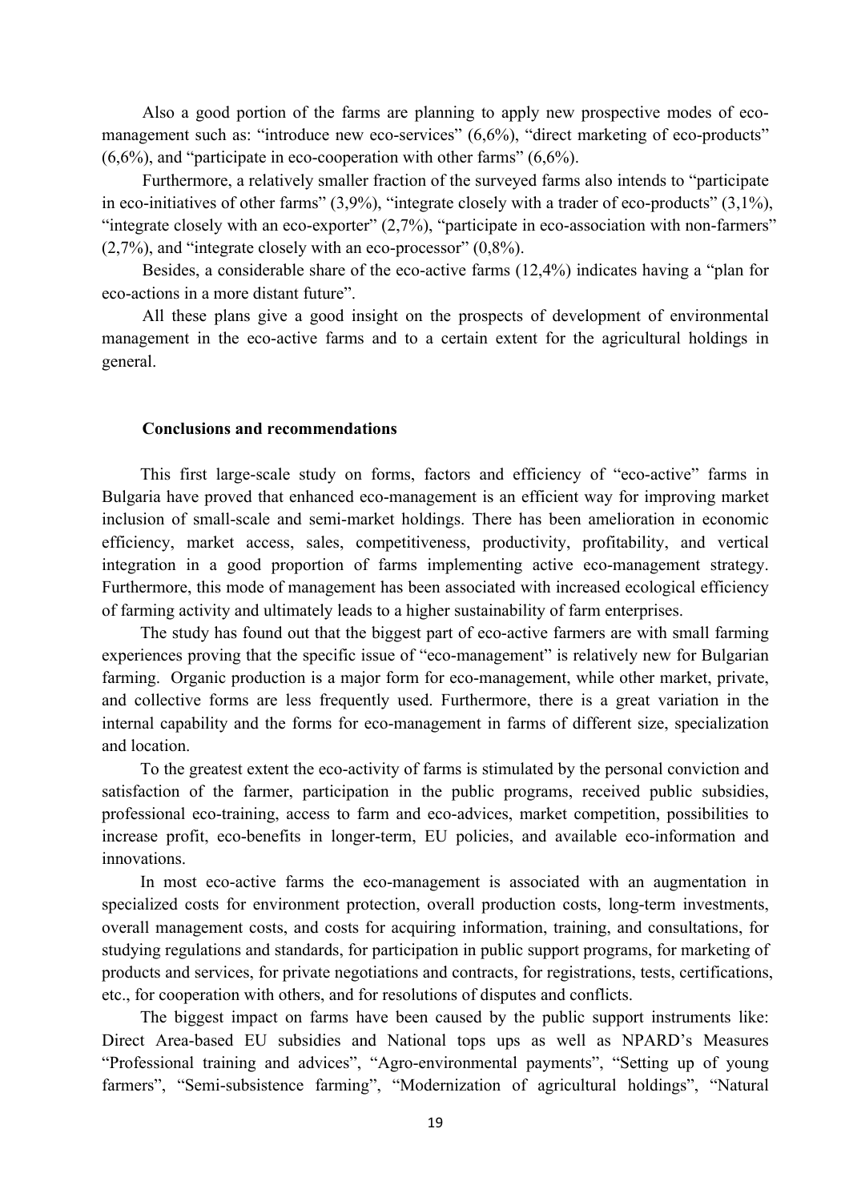Also a good portion of the farms are planning to apply new prospective modes of eco-management such as: "introduce new eco-services" (6,6%), "direct marketing of eco-products" (6,6%), and "participate in eco-cooperation with other farms" (6,6%).

Furthermore, a relatively smaller fraction of the surveyed farms also intends to "participate in eco-initiatives of other farms" (3,9%), "integrate closely with a trader of eco-products" (3,1%), "integrate closely with an eco-exporter" (2,7%), "participate in eco-association with non-farmers" (2,7%), and "integrate closely with an eco-processor" (0,8%).

Besides, a considerable share of the eco-active farms (12,4%) indicates having a "plan for eco-actions in a more distant future".

All these plans give a good insight on the prospects of development of environmental management in the eco-active farms and to a certain extent for the agricultural holdings in general.

## Conclusions and recommendations

This first large-scale study on forms, factors and efficiency of "eco-active" farms in Bulgaria have proved that enhanced eco-management is an efficient way for improving market inclusion of small-scale and semi-market holdings. There has been amelioration in economic efficiency, market access, sales, competitiveness, productivity, profitability, and vertical integration in a good proportion of farms implementing active eco-management strategy. Furthermore, this mode of management has been associated with increased ecological efficiency of farming activity and ultimately leads to a higher sustainability of farm enterprises.

The study has found out that the biggest part of eco-active farmers are with small farming experiences proving that the specific issue of "eco-management" is relatively new for Bulgarian farming. Organic production is a major form for eco-management, while other market, private, and collective forms are less frequently used. Furthermore, there is a great variation in the internal capability and the forms for eco-management in farms of different size, specialization and location.

To the greatest extent the eco-activity of farms is stimulated by the personal conviction and satisfaction of the farmer, participation in the public programs, received public subsidies, professional eco-training, access to farm and eco-advices, market competition, possibilities to increase profit, eco-benefits in longer-term, EU policies, and available eco-information and innovations.

In most eco-active farms the eco-management is associated with an augmentation in specialized costs for environment protection, overall production costs, long-term investments, overall management costs, and costs for acquiring information, training, and consultations, for studying regulations and standards, for participation in public support programs, for marketing of products and services, for private negotiations and contracts, for registrations, tests, certifications, etc., for cooperation with others, and for resolutions of disputes and conflicts.

The biggest impact on farms have been caused by the public support instruments like: Direct Area-based EU subsidies and National tops ups as well as NPARD's Measures "Professional training and advices", "Agro-environmental payments", "Setting up of young farmers", "Semi-subsistence farming", "Modernization of agricultural holdings", "Natural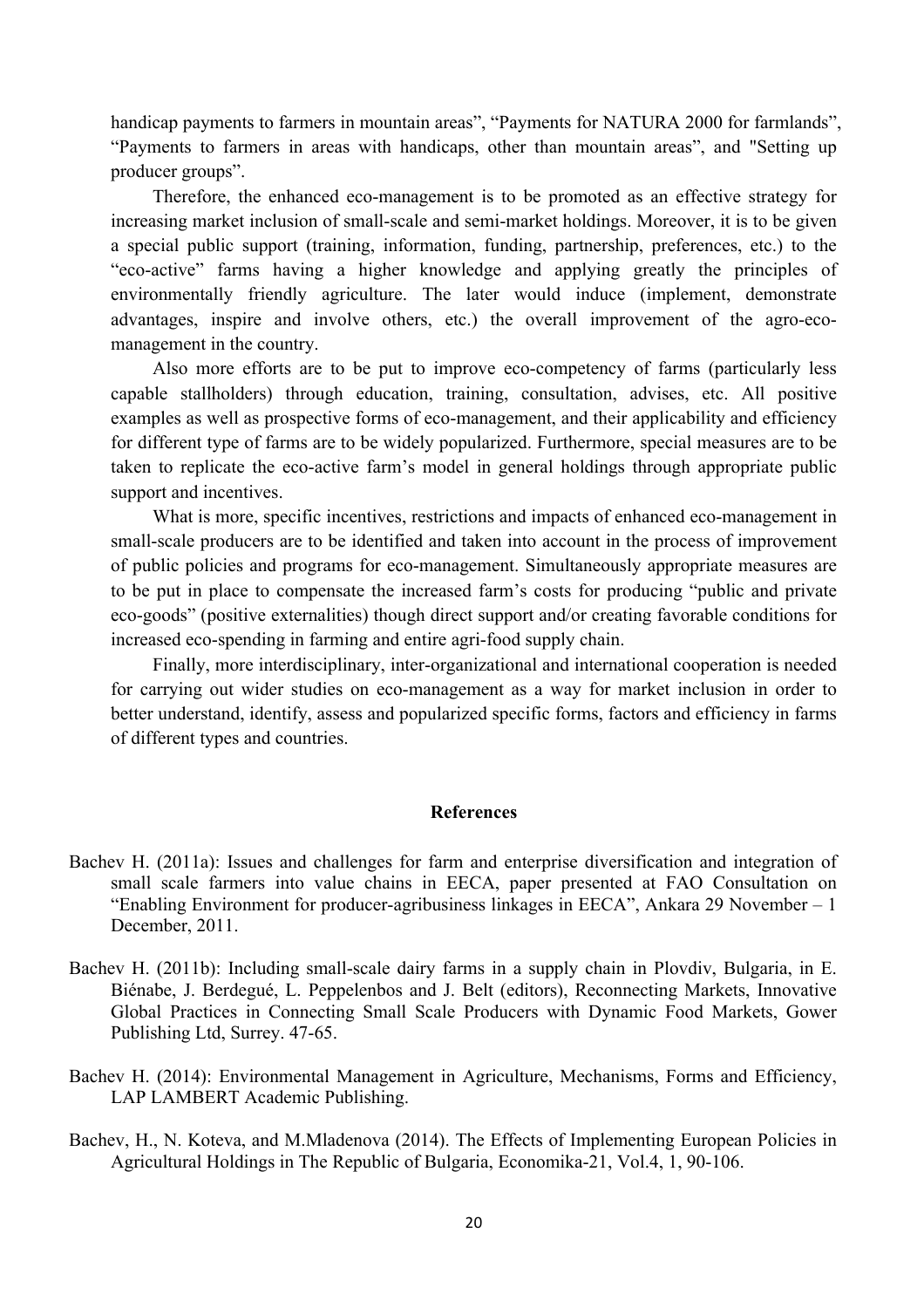handicap payments to farmers in mountain areas", "Payments for NATURA 2000 for farmlands", "Payments to farmers in areas with handicaps, other than mountain areas", and "Setting up producer groups".

Therefore, the enhanced eco-management is to be promoted as an effective strategy for increasing market inclusion of small-scale and semi-market holdings. Moreover, it is to be given a special public support (training, information, funding, partnership, preferences, etc.) to the "eco-active" farms having a higher knowledge and applying greatly the principles of environmentally friendly agriculture. The later would induce (implement, demonstrate advantages, inspire and involve others, etc.) the overall improvement of the agro-eco-management in the country.

Also more efforts are to be put to improve eco-competency of farms (particularly less capable stallholders) through education, training, consultation, advises, etc. All positive examples as well as prospective forms of eco-management, and their applicability and efficiency for different type of farms are to be widely popularized. Furthermore, special measures are to be taken to replicate the eco-active farm's model in general holdings through appropriate public support and incentives.

What is more, specific incentives, restrictions and impacts of enhanced eco-management in small-scale producers are to be identified and taken into account in the process of improvement of public policies and programs for eco-management. Simultaneously appropriate measures are to be put in place to compensate the increased farm's costs for producing "public and private eco-goods" (positive externalities) though direct support and/or creating favorable conditions for increased eco-spending in farming and entire agri-food supply chain.

Finally, more interdisciplinary, inter-organizational and international cooperation is needed for carrying out wider studies on eco-management as a way for market inclusion in order to better understand, identify, assess and popularized specific forms, factors and efficiency in farms of different types and countries.

## References

Bachev H. (2011a): Issues and challenges for farm and enterprise diversification and integration of small scale farmers into value chains in EECA, paper presented at FAO Consultation on "Enabling Environment for producer-agribusiness linkages in EECA", Ankara 29 November – 1 December, 2011.

Bachev H. (2011b): Including small-scale dairy farms in a supply chain in Plovdiv, Bulgaria, in E. Biénabe, J. Berdegué, L. Peppelenbos and J. Belt (editors), Reconnecting Markets, Innovative Global Practices in Connecting Small Scale Producers with Dynamic Food Markets, Gower Publishing Ltd, Surrey. 47-65.

Bachev H. (2014): Environmental Management in Agriculture, Mechanisms, Forms and Efficiency, LAP LAMBERT Academic Publishing.

Bachev, H., N. Koteva, and M.Mladenova (2014). The Effects of Implementing European Policies in Agricultural Holdings in The Republic of Bulgaria, Economika-21, Vol.4, 1, 90-106.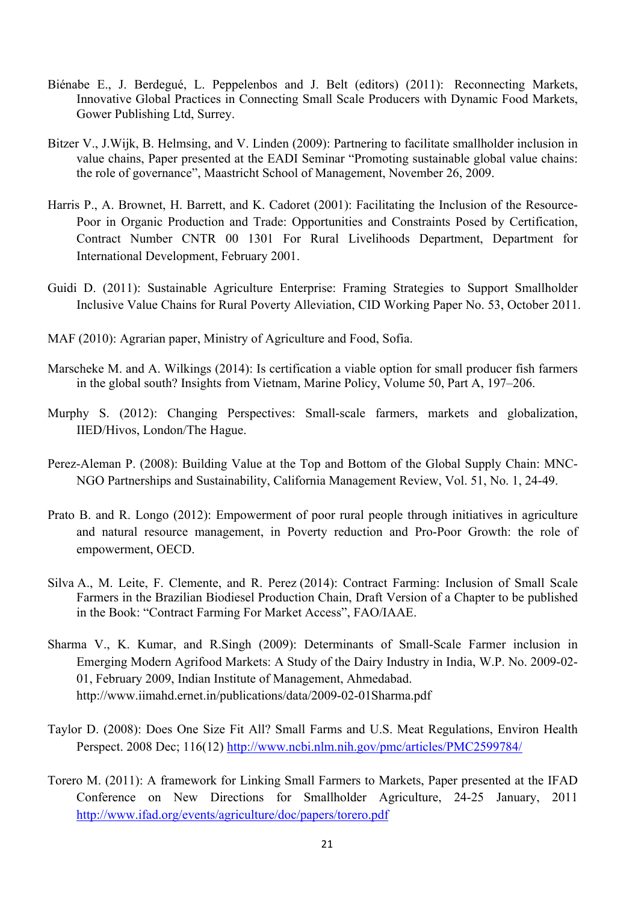Biénabe E., J. Berdegué, L. Peppelenbos and J. Belt (editors) (2011): Reconnecting Markets, Innovative Global Practices in Connecting Small Scale Producers with Dynamic Food Markets, Gower Publishing Ltd, Surrey.

Bitzer V., J.Wijk, B. Helmsing, and V. Linden (2009): Partnering to facilitate smallholder inclusion in value chains, Paper presented at the EADI Seminar "Promoting sustainable global value chains: the role of governance", Maastricht School of Management, November 26, 2009.

Harris P., A. Brownet, H. Barrett, and K. Cadoret (2001): Facilitating the Inclusion of the Resource-Poor in Organic Production and Trade: Opportunities and Constraints Posed by Certification, Contract Number CNTR 00 1301 For Rural Livelihoods Department, Department for International Development, February 2001.

Guidi D. (2011): Sustainable Agriculture Enterprise: Framing Strategies to Support Smallholder Inclusive Value Chains for Rural Poverty Alleviation, CID Working Paper No. 53, October 2011.

MAF (2010): Agrarian paper, Ministry of Agriculture and Food, Sofia.

Marscheke M. and A. Wilkings (2014): Is certification a viable option for small producer fish farmers in the global south? Insights from Vietnam, Marine Policy, Volume 50, Part A, 197–206.

Murphy S. (2012): Changing Perspectives: Small-scale farmers, markets and globalization, IIED/Hivos, London/The Hague.

Perez-Aleman P. (2008): Building Value at the Top and Bottom of the Global Supply Chain: MNC-NGO Partnerships and Sustainability, California Management Review, Vol. 51, No. 1, 24-49.

Prato B. and R. Longo (2012): Empowerment of poor rural people through initiatives in agriculture and natural resource management, in Poverty reduction and Pro-Poor Growth: the role of empowerment, OECD.

Silva A., M. Leite, F. Clemente, and R. Perez (2014): Contract Farming: Inclusion of Small Scale Farmers in the Brazilian Biodiesel Production Chain, Draft Version of a Chapter to be published in the Book: "Contract Farming For Market Access", FAO/IAAE.

Sharma V., K. Kumar, and R.Singh (2009): Determinants of Small-Scale Farmer inclusion in Emerging Modern Agrifood Markets: A Study of the Dairy Industry in India, W.P. No. 2009-02-01, February 2009, Indian Institute of Management, Ahmedabad. http://www.iimahd.ernet.in/publications/data/2009-02-01Sharma.pdf

Taylor D. (2008): Does One Size Fit All? Small Farms and U.S. Meat Regulations, Environ Health Perspect. 2008 Dec; 116(12) http://www.ncbi.nlm.nih.gov/pmc/articles/PMC2599784/

Torero M. (2011): A framework for Linking Small Farmers to Markets, Paper presented at the IFAD Conference on New Directions for Smallholder Agriculture, 24-25 January, 2011 http://www.ifad.org/events/agriculture/doc/papers/torero.pdf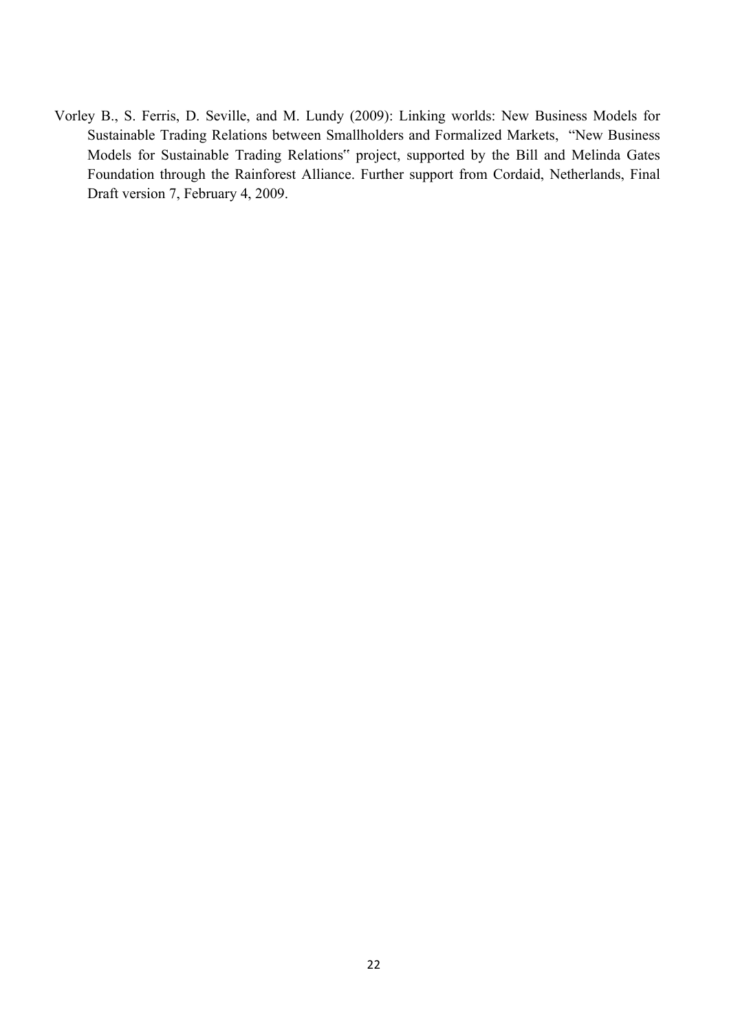Vorley B., S. Ferris, D. Seville, and M. Lundy (2009): Linking worlds: New Business Models for Sustainable Trading Relations between Smallholders and Formalized Markets, "New Business Models for Sustainable Trading Relations" project, supported by the Bill and Melinda Gates Foundation through the Rainforest Alliance. Further support from Cordaid, Netherlands, Final Draft version 7, February 4, 2009.